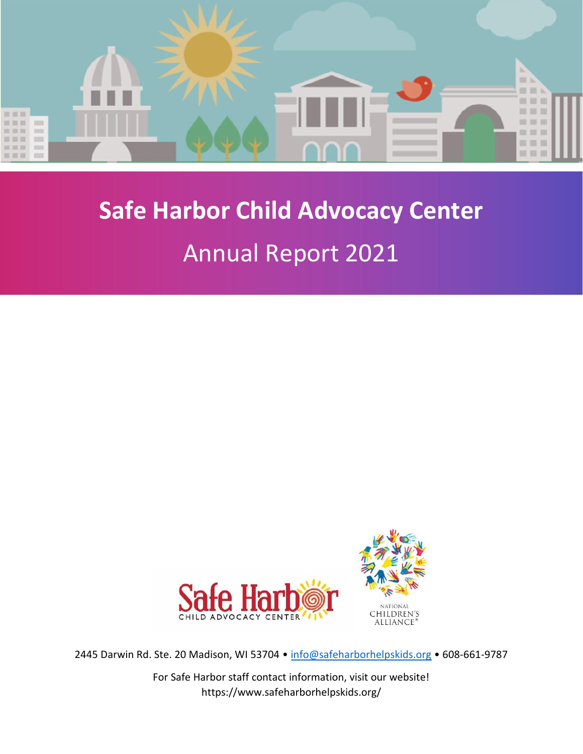# Safe Harbor Child Advocacy Center

## Annual Report 2021

2445 Darwin Rd. Ste. 20 Madison, WI 53704 • info@safeharborhelpskids.org • 608-661-9787

For Safe Harbor staff contact information, visit our website!
https://www.safeharborhelpskids.org/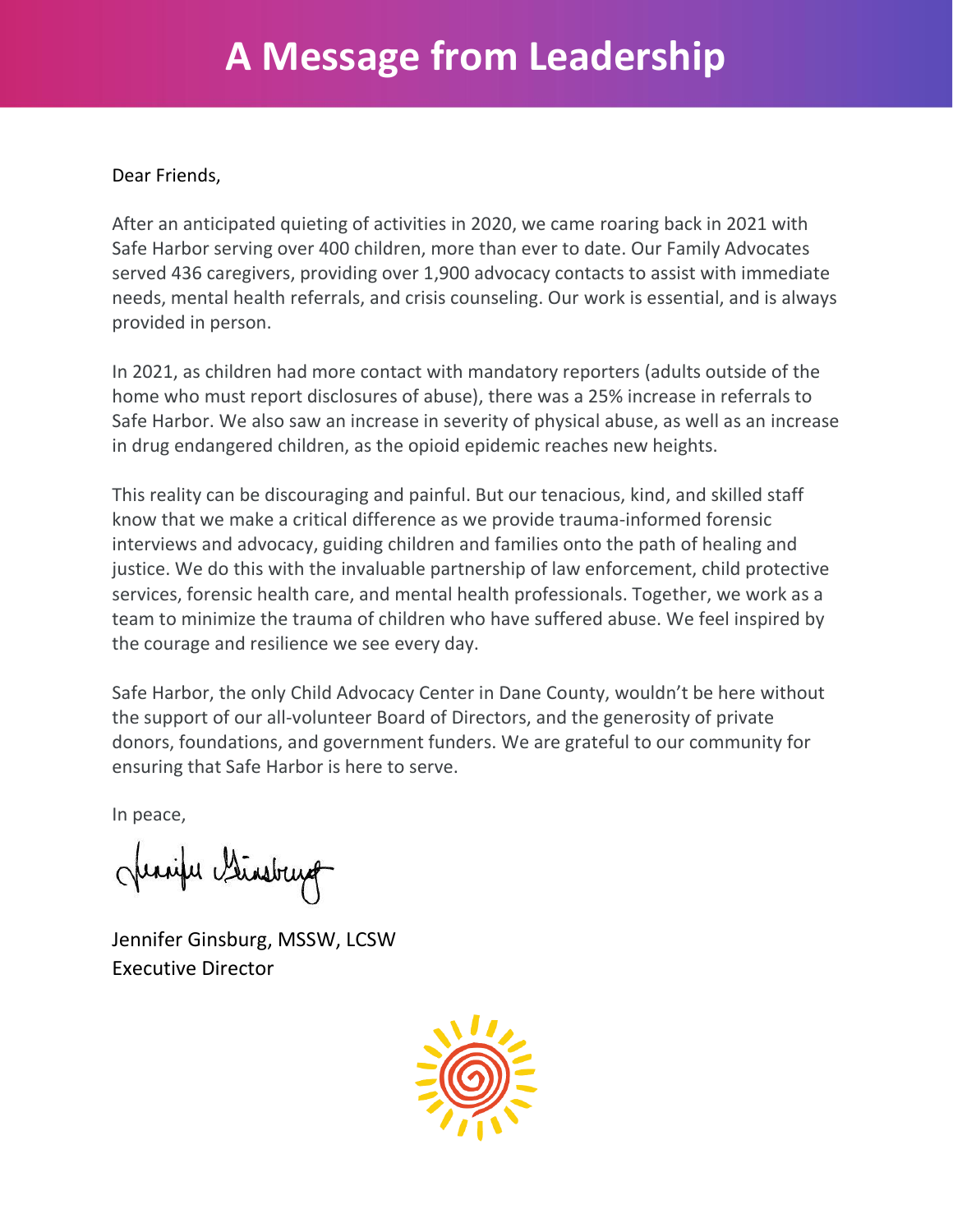# A Message from Leadership

Dear Friends,

After an anticipated quieting of activities in 2020, we came roaring back in 2021 with Safe Harbor serving over 400 children, more than ever to date. Our Family Advocates served 436 caregivers, providing over 1,900 advocacy contacts to assist with immediate needs, mental health referrals, and crisis counseling. Our work is essential, and is always provided in person.

In 2021, as children had more contact with mandatory reporters (adults outside of the home who must report disclosures of abuse), there was a 25% increase in referrals to Safe Harbor. We also saw an increase in severity of physical abuse, as well as an increase in drug endangered children, as the opioid epidemic reaches new heights.

This reality can be discouraging and painful. But our tenacious, kind, and skilled staff know that we make a critical difference as we provide trauma-informed forensic interviews and advocacy, guiding children and families onto the path of healing and justice. We do this with the invaluable partnership of law enforcement, child protective services, forensic health care, and mental health professionals. Together, we work as a team to minimize the trauma of children who have suffered abuse. We feel inspired by the courage and resilience we see every day.

Safe Harbor, the only Child Advocacy Center in Dane County, wouldn't be here without the support of our all-volunteer Board of Directors, and the generosity of private donors, foundations, and government funders. We are grateful to our community for ensuring that Safe Harbor is here to serve.

In peace,

Jennifer Ginsburg, MSSW, LCSW
Executive Director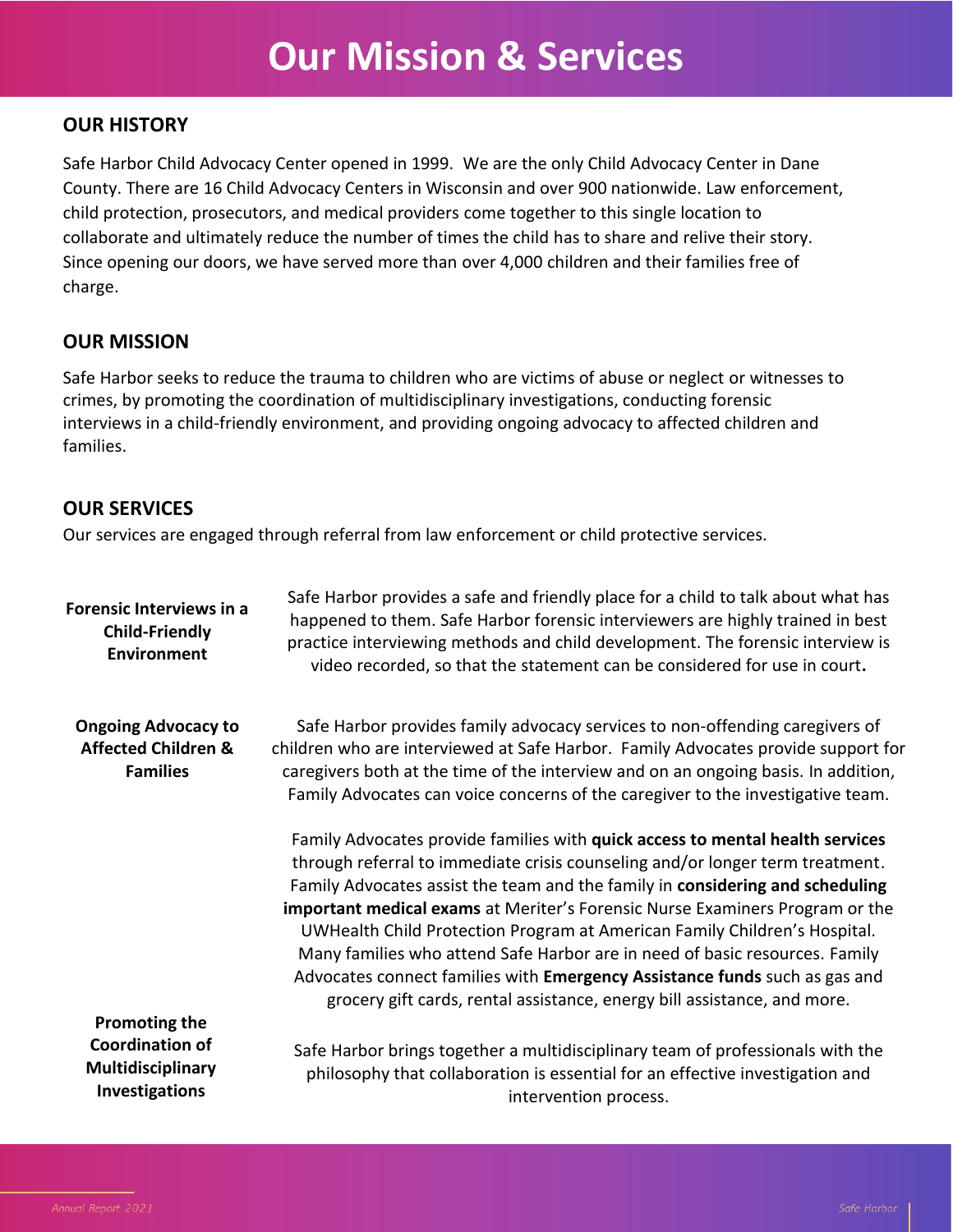# Our Mission & Services

## OUR HISTORY

Safe Harbor Child Advocacy Center opened in 1999. We are the only Child Advocacy Center in Dane County. There are 16 Child Advocacy Centers in Wisconsin and over 900 nationwide. Law enforcement, child protection, prosecutors, and medical providers come together to this single location to collaborate and ultimately reduce the number of times the child has to share and relive their story. Since opening our doors, we have served more than over 4,000 children and their families free of charge.

## OUR MISSION

Safe Harbor seeks to reduce the trauma to children who are victims of abuse or neglect or witnesses to crimes, by promoting the coordination of multidisciplinary investigations, conducting forensic interviews in a child-friendly environment, and providing ongoing advocacy to affected children and families.

## OUR SERVICES

Our services are engaged through referral from law enforcement or child protective services.

**Forensic Interviews in a Child-Friendly Environment**

Safe Harbor provides a safe and friendly place for a child to talk about what has happened to them. Safe Harbor forensic interviewers are highly trained in best practice interviewing methods and child development. The forensic interview is video recorded, so that the statement can be considered for use in court**.**

**Ongoing Advocacy to Affected Children & Families**

Safe Harbor provides family advocacy services to non-offending caregivers of children who are interviewed at Safe Harbor. Family Advocates provide support for caregivers both at the time of the interview and on an ongoing basis. In addition, Family Advocates can voice concerns of the caregiver to the investigative team.

Family Advocates provide families with **quick access to mental health services** through referral to immediate crisis counseling and/or longer term treatment. Family Advocates assist the team and the family in **considering and scheduling important medical exams** at Meriter's Forensic Nurse Examiners Program or the UWHealth Child Protection Program at American Family Children's Hospital. Many families who attend Safe Harbor are in need of basic resources. Family Advocates connect families with **Emergency Assistance funds** such as gas and grocery gift cards, rental assistance, energy bill assistance, and more.

**Promoting the Coordination of Multidisciplinary Investigations**

Safe Harbor brings together a multidisciplinary team of professionals with the philosophy that collaboration is essential for an effective investigation and intervention process.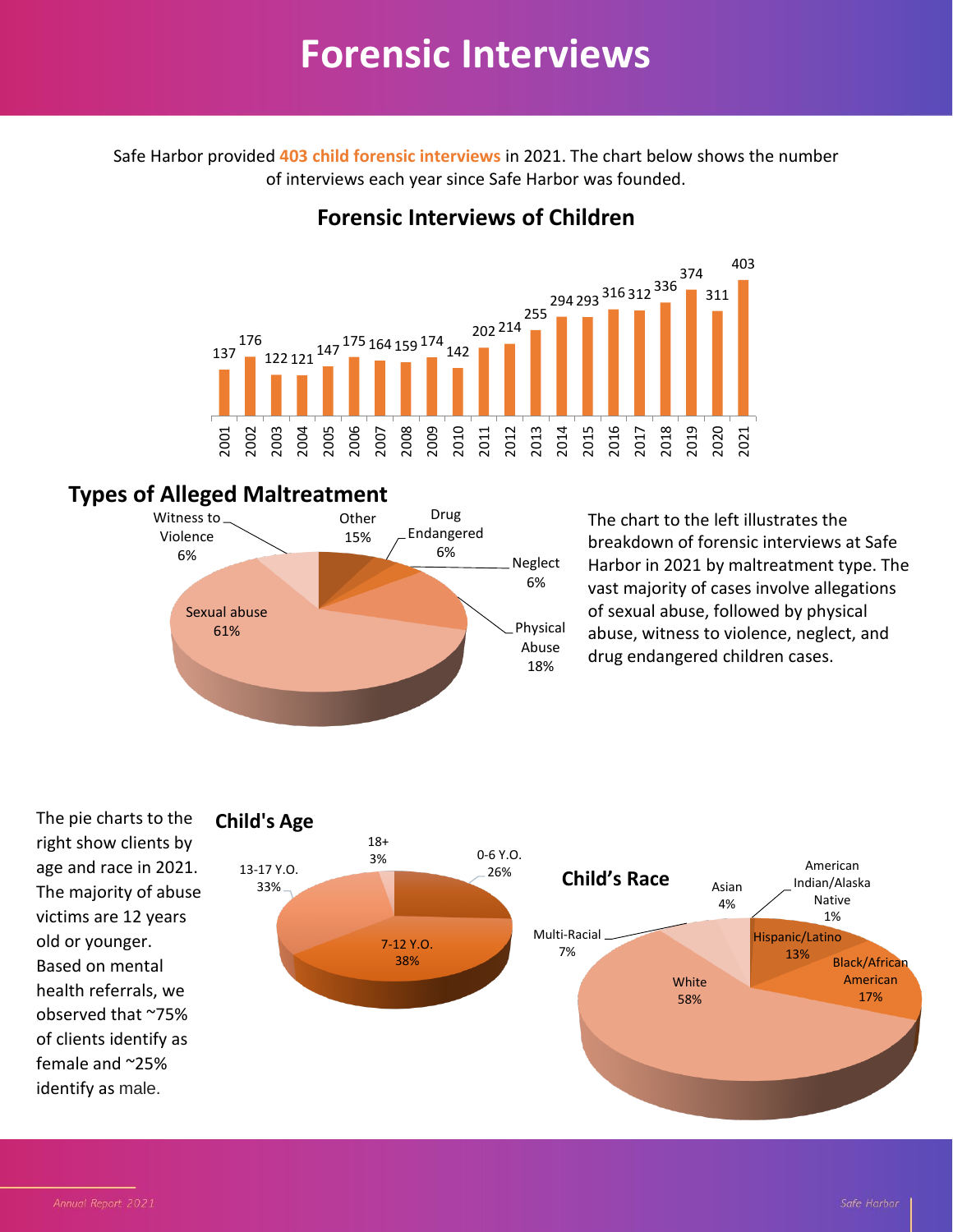# Forensic Interviews

Safe Harbor provided **403 child forensic interviews** in 2021. The chart below shows the number of interviews each year since Safe Harbor was founded.

## Forensic Interviews of Children

| Year | Interviews |
|---|---|
| 2001 | 137 |
| 2002 | 176 |
| 2003 | 122 |
| 2004 | 121 |
| 2005 | 147 |
| 2006 | 175 |
| 2007 | 164 |
| 2008 | 159 |
| 2009 | 174 |
| 2010 | 142 |
| 2011 | 202 |
| 2012 | 214 |
| 2013 | 255 |
| 2014 | 294 |
| 2015 | 293 |
| 2016 | 316 |
| 2017 | 312 |
| 2018 | 336 |
| 2019 | 374 |
| 2020 | 311 |
| 2021 | 403 |

## Types of Alleged Maltreatment

| Type | Percent |
|---|---|
| Sexual abuse | 61% |
| Physical Abuse | 18% |
| Other | 15% |
| Witness to Violence | 6% |
| Drug Endangered | 6% |
| Neglect | 6% |

The chart to the left illustrates the breakdown of forensic interviews at Safe Harbor in 2021 by maltreatment type. The vast majority of cases involve allegations of sexual abuse, followed by physical abuse, witness to violence, neglect, and drug endangered children cases.

The pie charts to the right show clients by age and race in 2021. The majority of abuse victims are 12 years old or younger. Based on mental health referrals, we observed that ~75% of clients identify as female and ~25% identify as male.

### Child's Age

| Age | Percent |
|---|---|
| 0-6 Y.O. | 26% |
| 7-12 Y.O. | 38% |
| 13-17 Y.O. | 33% |
| 18+ | 3% |

### Child's Race

| Race | Percent |
|---|---|
| White | 58% |
| Black/African American | 17% |
| Hispanic/Latino | 13% |
| Multi-Racial | 7% |
| Asian | 4% |
| American Indian/Alaska Native | 1% |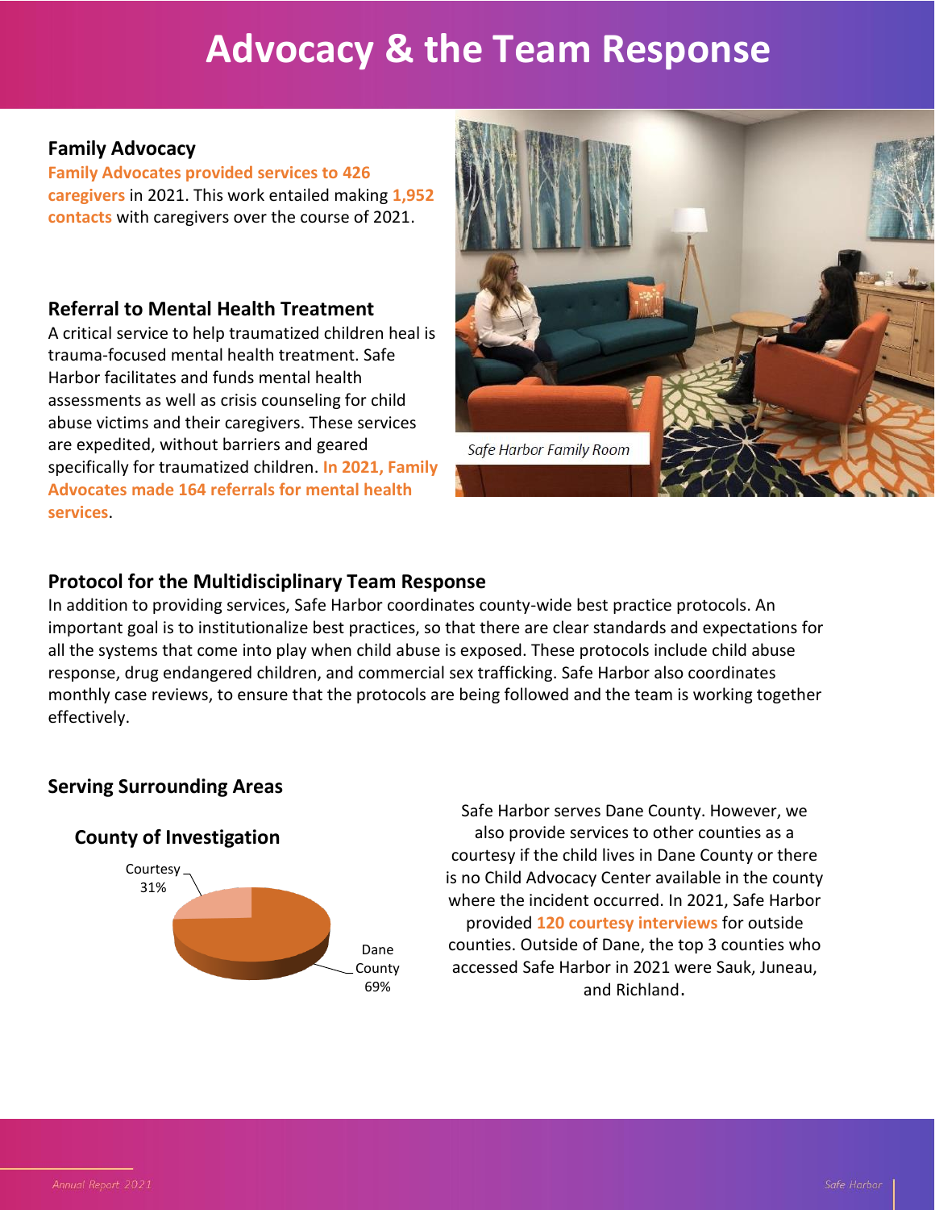# Advocacy & the Team Response

## Family Advocacy

**Family Advocates provided services to 426 caregivers** in 2021. This work entailed making **1,952 contacts** with caregivers over the course of 2021.

## Referral to Mental Health Treatment

A critical service to help traumatized children heal is trauma-focused mental health treatment. Safe Harbor facilitates and funds mental health assessments as well as crisis counseling for child abuse victims and their caregivers. These services are expedited, without barriers and geared specifically for traumatized children. **In 2021, Family Advocates made 164 referrals for mental health services**.

*Safe Harbor Family Room*

## Protocol for the Multidisciplinary Team Response

In addition to providing services, Safe Harbor coordinates county-wide best practice protocols. An important goal is to institutionalize best practices, so that there are clear standards and expectations for all the systems that come into play when child abuse is exposed. These protocols include child abuse response, drug endangered children, and commercial sex trafficking. Safe Harbor also coordinates monthly case reviews, to ensure that the protocols are being followed and the team is working together effectively.

## Serving Surrounding Areas

### County of Investigation

| County | Percent |
|---|---|
| Courtesy | 31% |
| Dane County | 69% |

Safe Harbor serves Dane County. However, we also provide services to other counties as a courtesy if the child lives in Dane County or there is no Child Advocacy Center available in the county where the incident occurred. In 2021, Safe Harbor provided **120 courtesy interviews** for outside counties. Outside of Dane, the top 3 counties who accessed Safe Harbor in 2021 were Sauk, Juneau, and Richland.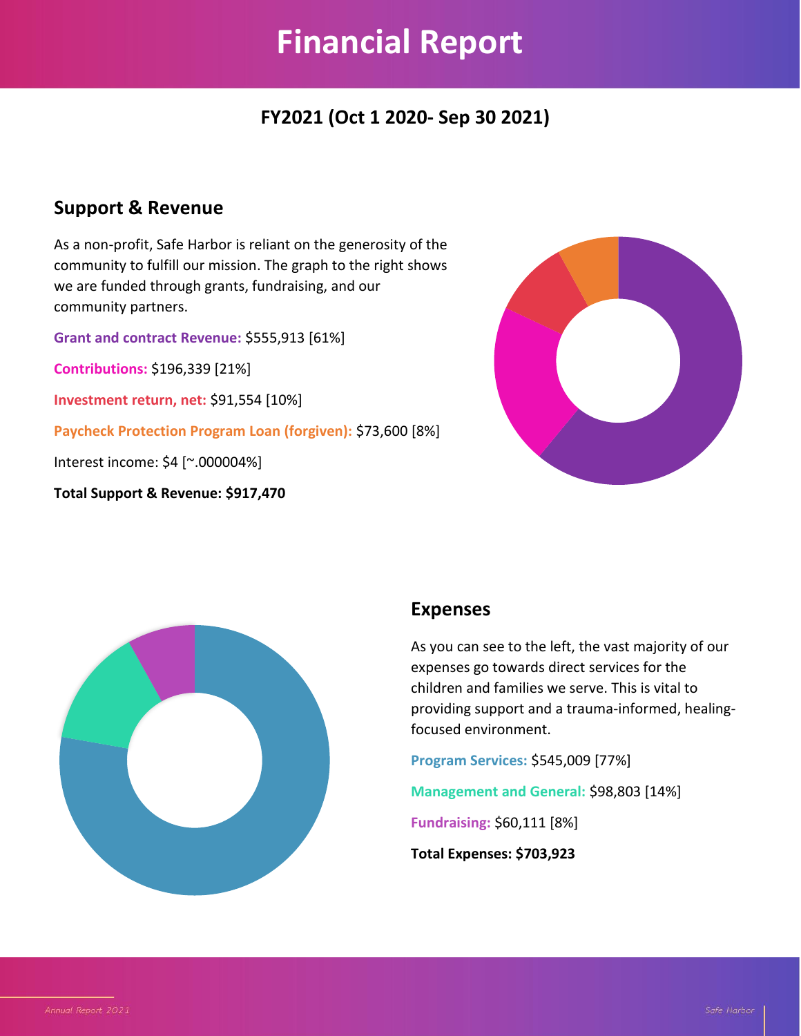# Financial Report

## FY2021 (Oct 1 2020- Sep 30 2021)

### Support & Revenue

As a non-profit, Safe Harbor is reliant on the generosity of the community to fulfill our mission. The graph to the right shows we are funded through grants, fundraising, and our community partners.

**Grant and contract Revenue:** $555,913 [61%]

**Contributions:** $196,339 [21%]

**Investment return, net:** $91,554 [10%]

**Paycheck Protection Program Loan (forgiven):** $73,600 [8%]

Interest income: $4 [~.000004%]

**Total Support & Revenue: $917,470**

### Expenses

As you can see to the left, the vast majority of our expenses go towards direct services for the children and families we serve. This is vital to providing support and a trauma-informed, healing-focused environment.

**Program Services:** $545,009 [77%]

**Management and General:** $98,803 [14%]

**Fundraising:** $60,111 [8%]

**Total Expenses: $703,923**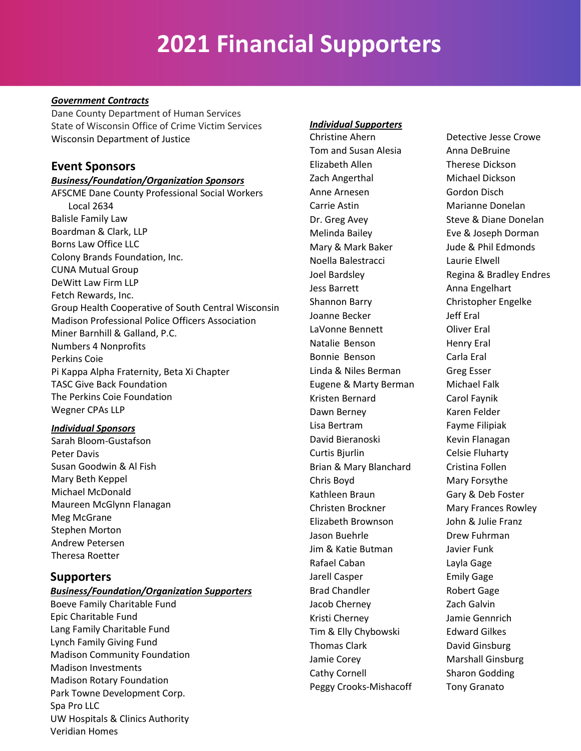# 2021 Financial Supporters

***Government Contracts***

Dane County Department of Human Services
State of Wisconsin Office of Crime Victim Services
Wisconsin Department of Justice

## Event Sponsors

***Business/Foundation/Organization Sponsors***

AFSCME Dane County Professional Social Workers Local 2634
Balisle Family Law
Boardman & Clark, LLP
Borns Law Office LLC
Colony Brands Foundation, Inc.
CUNA Mutual Group
DeWitt Law Firm LLP
Fetch Rewards, Inc.
Group Health Cooperative of South Central Wisconsin
Madison Professional Police Officers Association
Miner Barnhill & Galland, P.C.
Numbers 4 Nonprofits
Perkins Coie
Pi Kappa Alpha Fraternity, Beta Xi Chapter
TASC Give Back Foundation
The Perkins Coie Foundation
Wegner CPAs LLP

***Individual Sponsors***

Sarah Bloom-Gustafson
Peter Davis
Susan Goodwin & Al Fish
Mary Beth Keppel
Michael McDonald
Maureen McGlynn Flanagan
Meg McGrane
Stephen Morton
Andrew Petersen
Theresa Roetter

## Supporters

***Business/Foundation/Organization Supporters***

Boeve Family Charitable Fund
Epic Charitable Fund
Lang Family Charitable Fund
Lynch Family Giving Fund
Madison Community Foundation
Madison Investments
Madison Rotary Foundation
Park Towne Development Corp.
Spa Pro LLC
UW Hospitals & Clinics Authority
Veridian Homes

***Individual Supporters***

Christine Ahern
Tom and Susan Alesia
Elizabeth Allen
Zach Angerthal
Anne Arnesen
Carrie Astin
Dr. Greg Avey
Melinda Bailey
Mary & Mark Baker
Noella Balestracci
Joel Bardsley
Jess Barrett
Shannon Barry
Joanne Becker
LaVonne Bennett
Natalie Benson
Bonnie Benson
Linda & Niles Berman
Eugene & Marty Berman
Kristen Bernard
Dawn Berney
Lisa Bertram
David Bieranoski
Curtis Bjurlin
Brian & Mary Blanchard
Chris Boyd
Kathleen Braun
Christen Brockner
Elizabeth Brownson
Jason Buehrle
Jim & Katie Butman
Rafael Caban
Jarell Casper
Brad Chandler
Jacob Cherney
Kristi Cherney
Tim & Elly Chybowski
Thomas Clark
Jamie Corey
Cathy Cornell
Peggy Crooks-Mishacoff
Detective Jesse Crowe
Anna DeBruine
Therese Dickson
Michael Dickson
Gordon Disch
Marianne Donelan
Steve & Diane Donelan
Eve & Joseph Dorman
Jude & Phil Edmonds
Laurie Elwell
Regina & Bradley Endres
Anna Engelhart
Christopher Engelke
Jeff Eral
Oliver Eral
Henry Eral
Carla Eral
Greg Esser
Michael Falk
Carol Faynik
Karen Felder
Fayme Filipiak
Kevin Flanagan
Celsie Fluharty
Cristina Follen
Mary Forsythe
Gary & Deb Foster
Mary Frances Rowley
John & Julie Franz
Drew Fuhrman
Javier Funk
Layla Gage
Emily Gage
Robert Gage
Zach Galvin
Jamie Gennrich
Edward Gilkes
David Ginsburg
Marshall Ginsburg
Sharon Godding
Tony Granato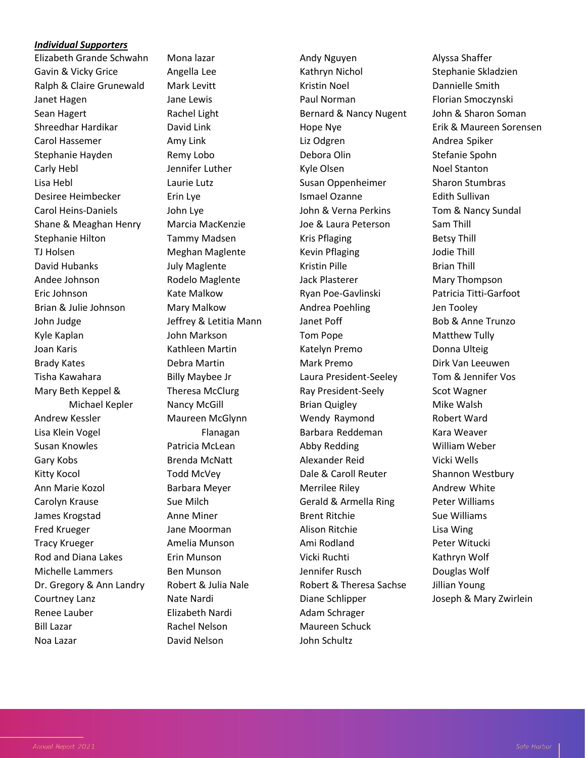***Individual Supporters***

Elizabeth Grande Schwahn
Gavin & Vicky Grice
Ralph & Claire Grunewald
Janet Hagen
Sean Hagert
Shreedhar Hardikar
Carol Hassemer
Stephanie Hayden
Carly Hebl
Lisa Hebl
Desiree Heimbecker
Carol Heins-Daniels
Shane & Meaghan Henry
Stephanie Hilton
TJ Holsen
David Hubanks
Andee Johnson
Eric Johnson
Brian & Julie Johnson
John Judge
Kyle Kaplan
Joan Karis
Brady Kates
Tisha Kawahara
Mary Beth Keppel & Michael Kepler
Andrew Kessler
Lisa Klein Vogel
Susan Knowles
Gary Kobs
Kitty Kocol
Ann Marie Kozol
Carolyn Krause
James Krogstad
Fred Krueger
Tracy Krueger
Rod and Diana Lakes
Michelle Lammers
Dr. Gregory & Ann Landry
Courtney Lanz
Renee Lauber
Bill Lazar
Noa Lazar
Mona lazar
Angella Lee
Mark Levitt
Jane Lewis
Rachel Light
David Link
Amy Link
Remy Lobo
Jennifer Luther
Laurie Lutz
Erin Lye
John Lye
Marcia MacKenzie
Tammy Madsen
Meghan Maglente
July Maglente
Rodelo Maglente
Kate Malkow
Mary Malkow
Jeffrey & Letitia Mann
John Markson
Kathleen Martin
Debra Martin
Billy Maybee Jr
Theresa McClurg
Nancy McGill
Maureen McGlynn Flanagan
Patricia McLean
Brenda McNatt
Todd McVey
Barbara Meyer
Sue Milch
Anne Miner
Jane Moorman
Amelia Munson
Erin Munson
Ben Munson
Robert & Julia Nale
Nate Nardi
Elizabeth Nardi
Rachel Nelson
David Nelson
Andy Nguyen
Kathryn Nichol
Kristin Noel
Paul Norman
Bernard & Nancy Nugent
Hope Nye
Liz Odgren
Debora Olin
Kyle Olsen
Susan Oppenheimer
Ismael Ozanne
John & Verna Perkins
Joe & Laura Peterson
Kris Pflaging
Kevin Pflaging
Kristin Pille
Jack Plasterer
Ryan Poe-Gavlinski
Andrea Poehling
Janet Poff
Tom Pope
Katelyn Premo
Mark Premo
Laura President-Seeley
Ray President-Seely
Brian Quigley
Wendy Raymond
Barbara Reddeman
Abby Redding
Alexander Reid
Dale & Caroll Reuter
Merrilee Riley
Gerald & Armella Ring
Brent Ritchie
Alison Ritchie
Ami Rodland
Vicki Ruchti
Jennifer Rusch
Robert & Theresa Sachse
Diane Schlipper
Adam Schrager
Maureen Schuck
John Schultz
Alyssa Shaffer
Stephanie Skladzien
Dannielle Smith
Florian Smoczynski
John & Sharon Soman
Erik & Maureen Sorensen
Andrea Spiker
Stefanie Spohn
Noel Stanton
Sharon Stumbras
Edith Sullivan
Tom & Nancy Sundal
Sam Thill
Betsy Thill
Jodie Thill
Brian Thill
Mary Thompson
Patricia Titti-Garfoot
Jen Tooley
Bob & Anne Trunzo
Matthew Tully
Donna Ulteig
Dirk Van Leeuwen
Tom & Jennifer Vos
Scot Wagner
Mike Walsh
Robert Ward
Kara Weaver
William Weber
Vicki Wells
Shannon Westbury
Andrew White
Peter Williams
Sue Williams
Lisa Wing
Peter Witucki
Kathryn Wolf
Douglas Wolf
Jillian Young
Joseph & Mary Zwirlein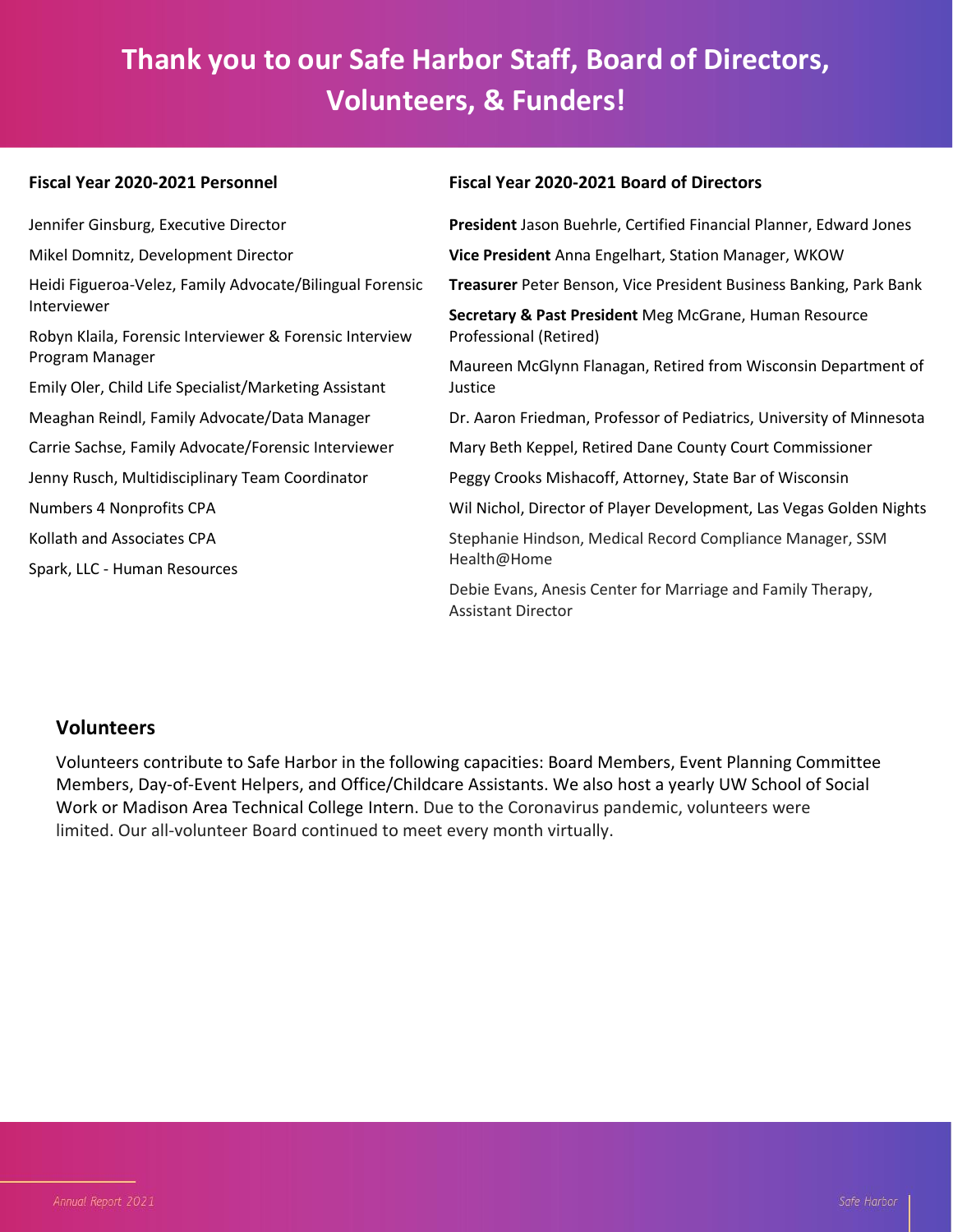# Thank you to our Safe Harbor Staff, Board of Directors, Volunteers, & Funders!

**Fiscal Year 2020-2021 Personnel**

Jennifer Ginsburg, Executive Director

Mikel Domnitz, Development Director

Heidi Figueroa-Velez, Family Advocate/Bilingual Forensic Interviewer

Robyn Klaila, Forensic Interviewer & Forensic Interview Program Manager

Emily Oler, Child Life Specialist/Marketing Assistant

Meaghan Reindl, Family Advocate/Data Manager

Carrie Sachse, Family Advocate/Forensic Interviewer

Jenny Rusch, Multidisciplinary Team Coordinator

Numbers 4 Nonprofits CPA

Kollath and Associates CPA

Spark, LLC - Human Resources

**Fiscal Year 2020-2021 Board of Directors**

**President** Jason Buehrle, Certified Financial Planner, Edward Jones

**Vice President** Anna Engelhart, Station Manager, WKOW

**Treasurer** Peter Benson, Vice President Business Banking, Park Bank

**Secretary & Past President** Meg McGrane, Human Resource Professional (Retired)

Maureen McGlynn Flanagan, Retired from Wisconsin Department of Justice

Dr. Aaron Friedman, Professor of Pediatrics, University of Minnesota

Mary Beth Keppel, Retired Dane County Court Commissioner

Peggy Crooks Mishacoff, Attorney, State Bar of Wisconsin

Wil Nichol, Director of Player Development, Las Vegas Golden Nights

Stephanie Hindson, Medical Record Compliance Manager, SSM Health@Home

Debie Evans, Anesis Center for Marriage and Family Therapy, Assistant Director

## Volunteers

Volunteers contribute to Safe Harbor in the following capacities: Board Members, Event Planning Committee Members, Day-of-Event Helpers, and Office/Childcare Assistants. We also host a yearly UW School of Social Work or Madison Area Technical College Intern. Due to the Coronavirus pandemic, volunteers were limited. Our all-volunteer Board continued to meet every month virtually.